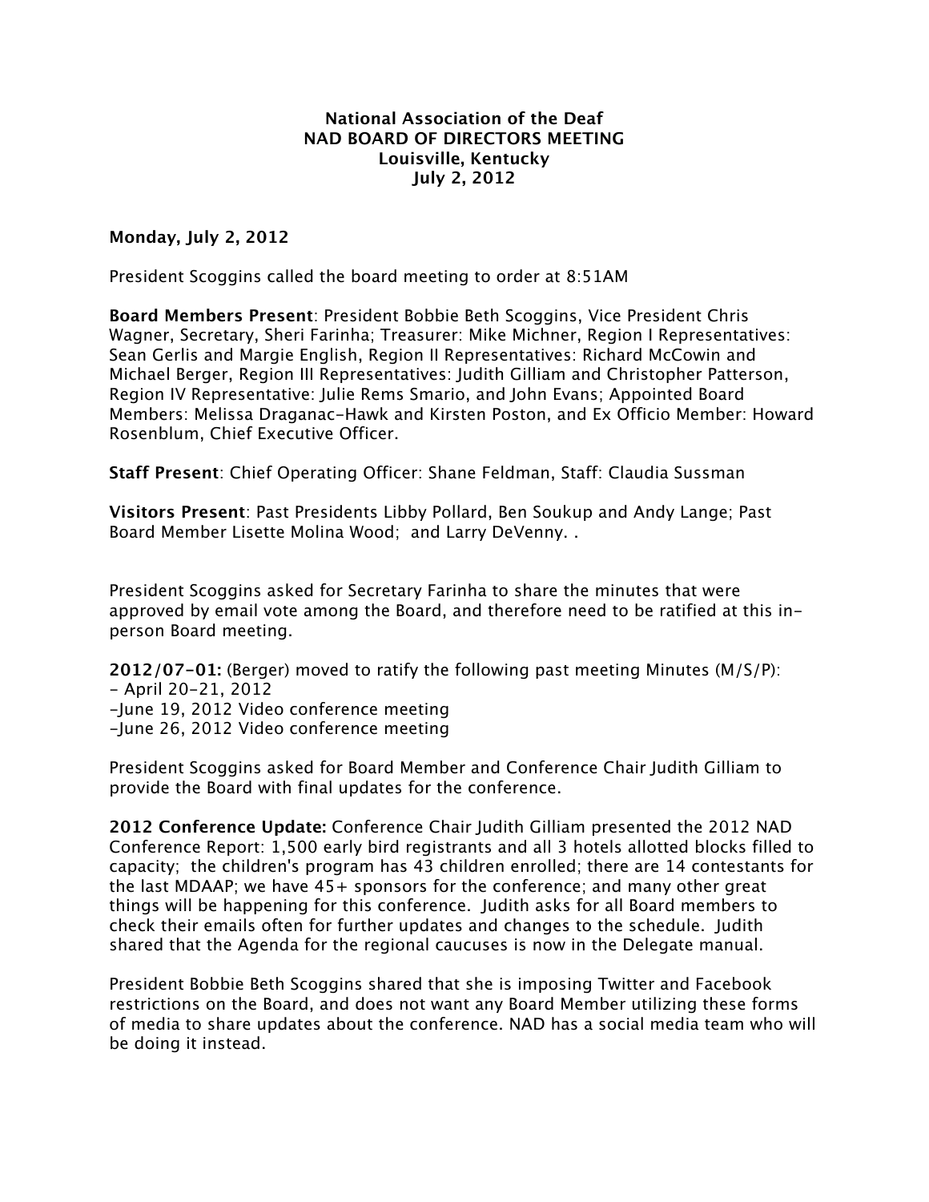**National Association of the Deaf**
**NAD BOARD OF DIRECTORS MEETING**
**Louisville, Kentucky**
**July 2, 2012**

**Monday, July 2, 2012**

President Scoggins called the board meeting to order at 8:51AM

**Board Members Present**: President Bobbie Beth Scoggins, Vice President Chris Wagner, Secretary, Sheri Farinha; Treasurer: Mike Michner, Region I Representatives: Sean Gerlis and Margie English, Region II Representatives: Richard McCowin and Michael Berger, Region III Representatives: Judith Gilliam and Christopher Patterson, Region IV Representative: Julie Rems Smario, and John Evans; Appointed Board Members: Melissa Draganac-Hawk and Kirsten Poston, and Ex Officio Member: Howard Rosenblum, Chief Executive Officer.

**Staff Present**: Chief Operating Officer: Shane Feldman, Staff: Claudia Sussman

**Visitors Present**: Past Presidents Libby Pollard, Ben Soukup and Andy Lange; Past Board Member Lisette Molina Wood; and Larry DeVenny. .

President Scoggins asked for Secretary Farinha to share the minutes that were approved by email vote among the Board, and therefore need to be ratified at this in-person Board meeting.

**2012/07-01:** (Berger) moved to ratify the following past meeting Minutes (M/S/P):
- April 20-21, 2012
- June 19, 2012 Video conference meeting
- June 26, 2012 Video conference meeting

President Scoggins asked for Board Member and Conference Chair Judith Gilliam to provide the Board with final updates for the conference.

**2012 Conference Update:** Conference Chair Judith Gilliam presented the 2012 NAD Conference Report: 1,500 early bird registrants and all 3 hotels allotted blocks filled to capacity; the children's program has 43 children enrolled; there are 14 contestants for the last MDAAP; we have 45+ sponsors for the conference; and many other great things will be happening for this conference. Judith asks for all Board members to check their emails often for further updates and changes to the schedule. Judith shared that the Agenda for the regional caucuses is now in the Delegate manual.

President Bobbie Beth Scoggins shared that she is imposing Twitter and Facebook restrictions on the Board, and does not want any Board Member utilizing these forms of media to share updates about the conference. NAD has a social media team who will be doing it instead.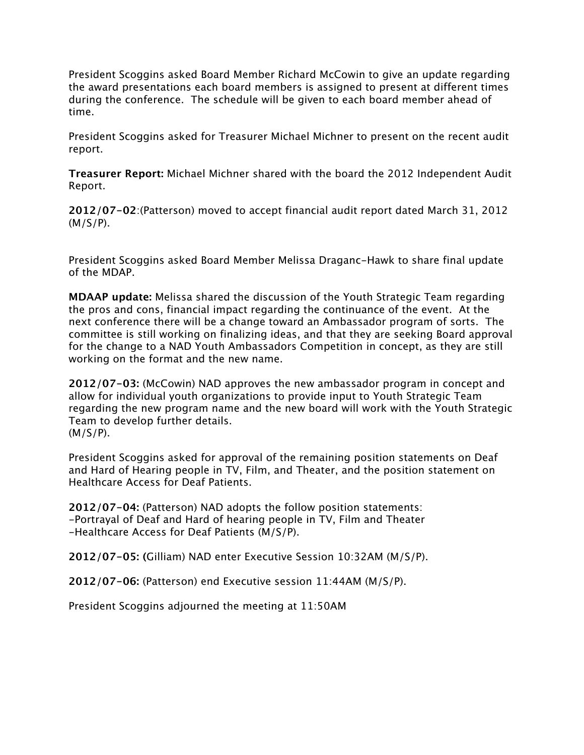President Scoggins asked Board Member Richard McCowin to give an update regarding the award presentations each board members is assigned to present at different times during the conference. The schedule will be given to each board member ahead of time.

President Scoggins asked for Treasurer Michael Michner to present on the recent audit report.

**Treasurer Report:** Michael Michner shared with the board the 2012 Independent Audit Report.

**2012/07-02**:(Patterson) moved to accept financial audit report dated March 31, 2012 (M/S/P).

President Scoggins asked Board Member Melissa Draganc-Hawk to share final update of the MDAP.

**MDAAP update:** Melissa shared the discussion of the Youth Strategic Team regarding the pros and cons, financial impact regarding the continuance of the event. At the next conference there will be a change toward an Ambassador program of sorts. The committee is still working on finalizing ideas, and that they are seeking Board approval for the change to a NAD Youth Ambassadors Competition in concept, as they are still working on the format and the new name.

**2012/07-03:** (McCowin) NAD approves the new ambassador program in concept and allow for individual youth organizations to provide input to Youth Strategic Team regarding the new program name and the new board will work with the Youth Strategic Team to develop further details.
(M/S/P).

President Scoggins asked for approval of the remaining position statements on Deaf and Hard of Hearing people in TV, Film, and Theater, and the position statement on Healthcare Access for Deaf Patients.

**2012/07-04:** (Patterson) NAD adopts the follow position statements:
-Portrayal of Deaf and Hard of hearing people in TV, Film and Theater
-Healthcare Access for Deaf Patients (M/S/P).

**2012/07-05: (**Gilliam) NAD enter Executive Session 10:32AM (M/S/P).

**2012/07-06:** (Patterson) end Executive session 11:44AM (M/S/P).

President Scoggins adjourned the meeting at 11:50AM